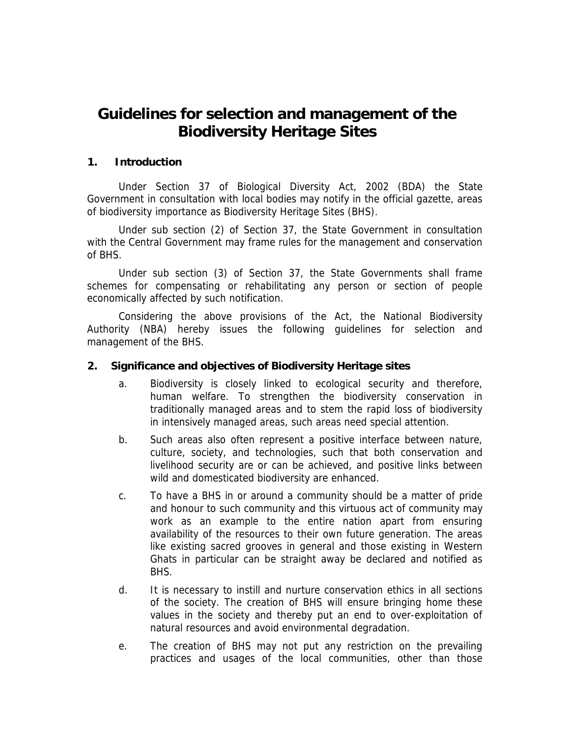# Guidelines for selection and management of the Biodiversity Heritage Sites

## 1. Introduction

Under Section 37 of Biological Diversity Act, 2002 (BDA) the State Government in consultation with local bodies may notify in the official gazette, areas of biodiversity importance as Biodiversity Heritage Sites (BHS).

Under sub section (2) of Section 37, the State Government in consultation with the Central Government may frame rules for the management and conservation of BHS.

Under sub section (3) of Section 37, the State Governments shall frame schemes for compensating or rehabilitating any person or section of people economically affected by such notification.

Considering the above provisions of the Act, the National Biodiversity Authority (NBA) hereby issues the following guidelines for selection and management of the BHS.

## 2. Significance and objectives of Biodiversity Heritage sites

a. Biodiversity is closely linked to ecological security and therefore, human welfare. To strengthen the biodiversity conservation in traditionally managed areas and to stem the rapid loss of biodiversity in intensively managed areas, such areas need special attention.

b. Such areas also often represent a positive interface between nature, culture, society, and technologies, such that both conservation and livelihood security are or can be achieved, and positive links between wild and domesticated biodiversity are enhanced.

c. To have a BHS in or around a community should be a matter of pride and honour to such community and this virtuous act of community may work as an example to the entire nation apart from ensuring availability of the resources to their own future generation. The areas like existing sacred grooves in general and those existing in Western Ghats in particular can be straight away be declared and notified as BHS.

d. It is necessary to instill and nurture conservation ethics in all sections of the society. The creation of BHS will ensure bringing home these values in the society and thereby put an end to over-exploitation of natural resources and avoid environmental degradation.

e. The creation of BHS may not put any restriction on the prevailing practices and usages of the local communities, other than those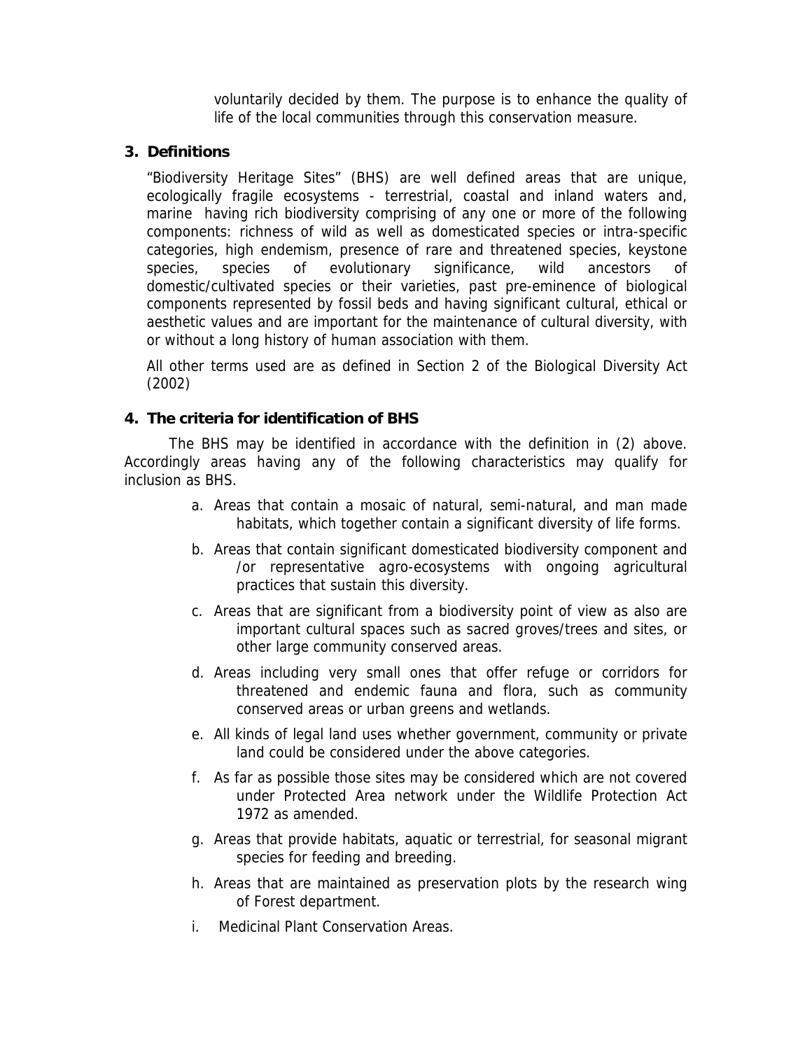voluntarily decided by them. The purpose is to enhance the quality of life of the local communities through this conservation measure.

## 3. Definitions

"Biodiversity Heritage Sites" (BHS) are well defined areas that are unique, ecologically fragile ecosystems - terrestrial, coastal and inland waters and, marine having rich biodiversity comprising of any one or more of the following components: richness of wild as well as domesticated species or intra-specific categories, high endemism, presence of rare and threatened species, keystone species, species of evolutionary significance, wild ancestors of domestic/cultivated species or their varieties, past pre-eminence of biological components represented by fossil beds and having significant cultural, ethical or aesthetic values and are important for the maintenance of cultural diversity, with or without a long history of human association with them.

All other terms used are as defined in Section 2 of the Biological Diversity Act (2002)

## 4. The criteria for identification of BHS

The BHS may be identified in accordance with the definition in (2) above. Accordingly areas having any of the following characteristics may qualify for inclusion as BHS.

a. Areas that contain a mosaic of natural, semi-natural, and man made habitats, which together contain a significant diversity of life forms.

b. Areas that contain significant domesticated biodiversity component and /or representative agro-ecosystems with ongoing agricultural practices that sustain this diversity.

c. Areas that are significant from a biodiversity point of view as also are important cultural spaces such as sacred groves/trees and sites, or other large community conserved areas.

d. Areas including very small ones that offer refuge or corridors for threatened and endemic fauna and flora, such as community conserved areas or urban greens and wetlands.

e. All kinds of legal land uses whether government, community or private land could be considered under the above categories.

f. As far as possible those sites may be considered which are not covered under Protected Area network under the Wildlife Protection Act 1972 as amended.

g. Areas that provide habitats, aquatic or terrestrial, for seasonal migrant species for feeding and breeding.

h. Areas that are maintained as preservation plots by the research wing of Forest department.

i. Medicinal Plant Conservation Areas.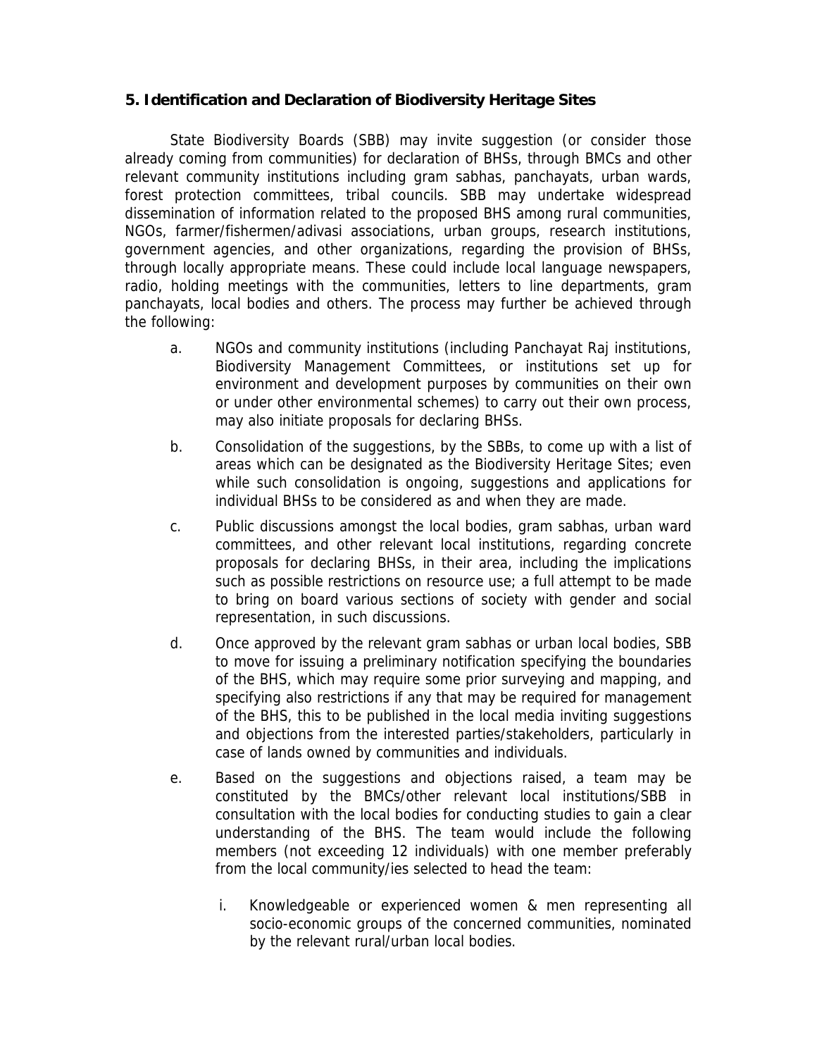## 5. Identification and Declaration of Biodiversity Heritage Sites

State Biodiversity Boards (SBB) may invite suggestion (or consider those already coming from communities) for declaration of BHSs, through BMCs and other relevant community institutions including gram sabhas, panchayats, urban wards, forest protection committees, tribal councils. SBB may undertake widespread dissemination of information related to the proposed BHS among rural communities, NGOs, farmer/fishermen/adivasi associations, urban groups, research institutions, government agencies, and other organizations, regarding the provision of BHSs, through locally appropriate means. These could include local language newspapers, radio, holding meetings with the communities, letters to line departments, gram panchayats, local bodies and others. The process may further be achieved through the following:

a. NGOs and community institutions (including Panchayat Raj institutions, Biodiversity Management Committees, or institutions set up for environment and development purposes by communities on their own or under other environmental schemes) to carry out their own process, may also initiate proposals for declaring BHSs.

b. Consolidation of the suggestions, by the SBBs, to come up with a list of areas which can be designated as the Biodiversity Heritage Sites; even while such consolidation is ongoing, suggestions and applications for individual BHSs to be considered as and when they are made.

c. Public discussions amongst the local bodies, gram sabhas, urban ward committees, and other relevant local institutions, regarding concrete proposals for declaring BHSs, in their area, including the implications such as possible restrictions on resource use; a full attempt to be made to bring on board various sections of society with gender and social representation, in such discussions.

d. Once approved by the relevant gram sabhas or urban local bodies, SBB to move for issuing a preliminary notification specifying the boundaries of the BHS, which may require some prior surveying and mapping, and specifying also restrictions if any that may be required for management of the BHS, this to be published in the local media inviting suggestions and objections from the interested parties/stakeholders, particularly in case of lands owned by communities and individuals.

e. Based on the suggestions and objections raised, a team may be constituted by the BMCs/other relevant local institutions/SBB in consultation with the local bodies for conducting studies to gain a clear understanding of the BHS. The team would include the following members (not exceeding 12 individuals) with one member preferably from the local community/ies selected to head the team:

   i. Knowledgeable or experienced women & men representing all socio-economic groups of the concerned communities, nominated by the relevant rural/urban local bodies.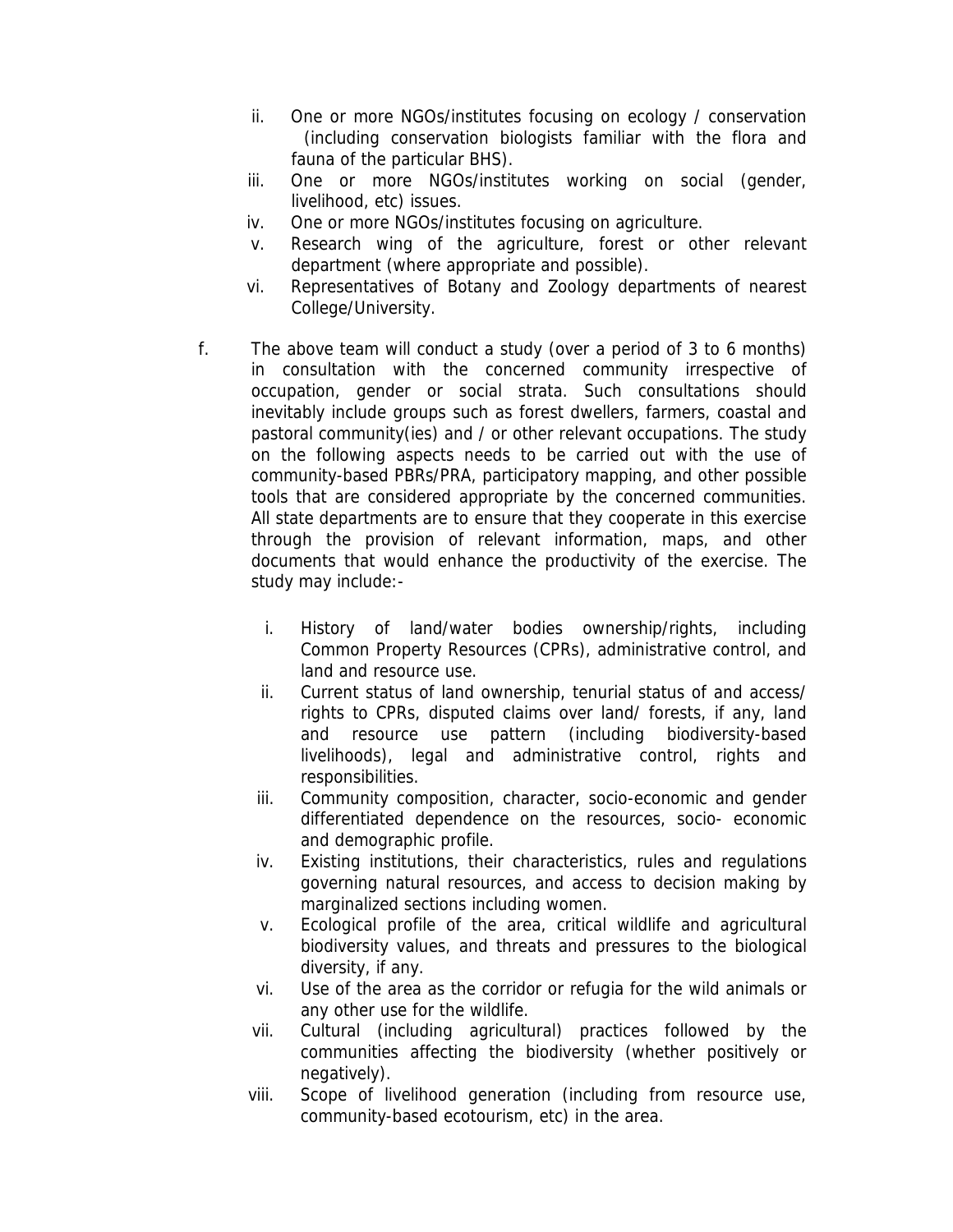ii. One or more NGOs/institutes focusing on ecology / conservation (including conservation biologists familiar with the flora and fauna of the particular BHS).
iii. One or more NGOs/institutes working on social (gender, livelihood, etc) issues.
iv. One or more NGOs/institutes focusing on agriculture.
v. Research wing of the agriculture, forest or other relevant department (where appropriate and possible).
vi. Representatives of Botany and Zoology departments of nearest College/University.

f. The above team will conduct a study (over a period of 3 to 6 months) in consultation with the concerned community irrespective of occupation, gender or social strata. Such consultations should inevitably include groups such as forest dwellers, farmers, coastal and pastoral community(ies) and / or other relevant occupations. The study on the following aspects needs to be carried out with the use of community-based PBRs/PRA, participatory mapping, and other possible tools that are considered appropriate by the concerned communities. All state departments are to ensure that they cooperate in this exercise through the provision of relevant information, maps, and other documents that would enhance the productivity of the exercise. The study may include:-

   i. History of land/water bodies ownership/rights, including Common Property Resources (CPRs), administrative control, and land and resource use.
   ii. Current status of land ownership, tenurial status of and access/ rights to CPRs, disputed claims over land/ forests, if any, land and resource use pattern (including biodiversity-based livelihoods), legal and administrative control, rights and responsibilities.
   iii. Community composition, character, socio-economic and gender differentiated dependence on the resources, socio- economic and demographic profile.
   iv. Existing institutions, their characteristics, rules and regulations governing natural resources, and access to decision making by marginalized sections including women.
   v. Ecological profile of the area, critical wildlife and agricultural biodiversity values, and threats and pressures to the biological diversity, if any.
   vi. Use of the area as the corridor or refugia for the wild animals or any other use for the wildlife.
   vii. Cultural (including agricultural) practices followed by the communities affecting the biodiversity (whether positively or negatively).
   viii. Scope of livelihood generation (including from resource use, community-based ecotourism, etc) in the area.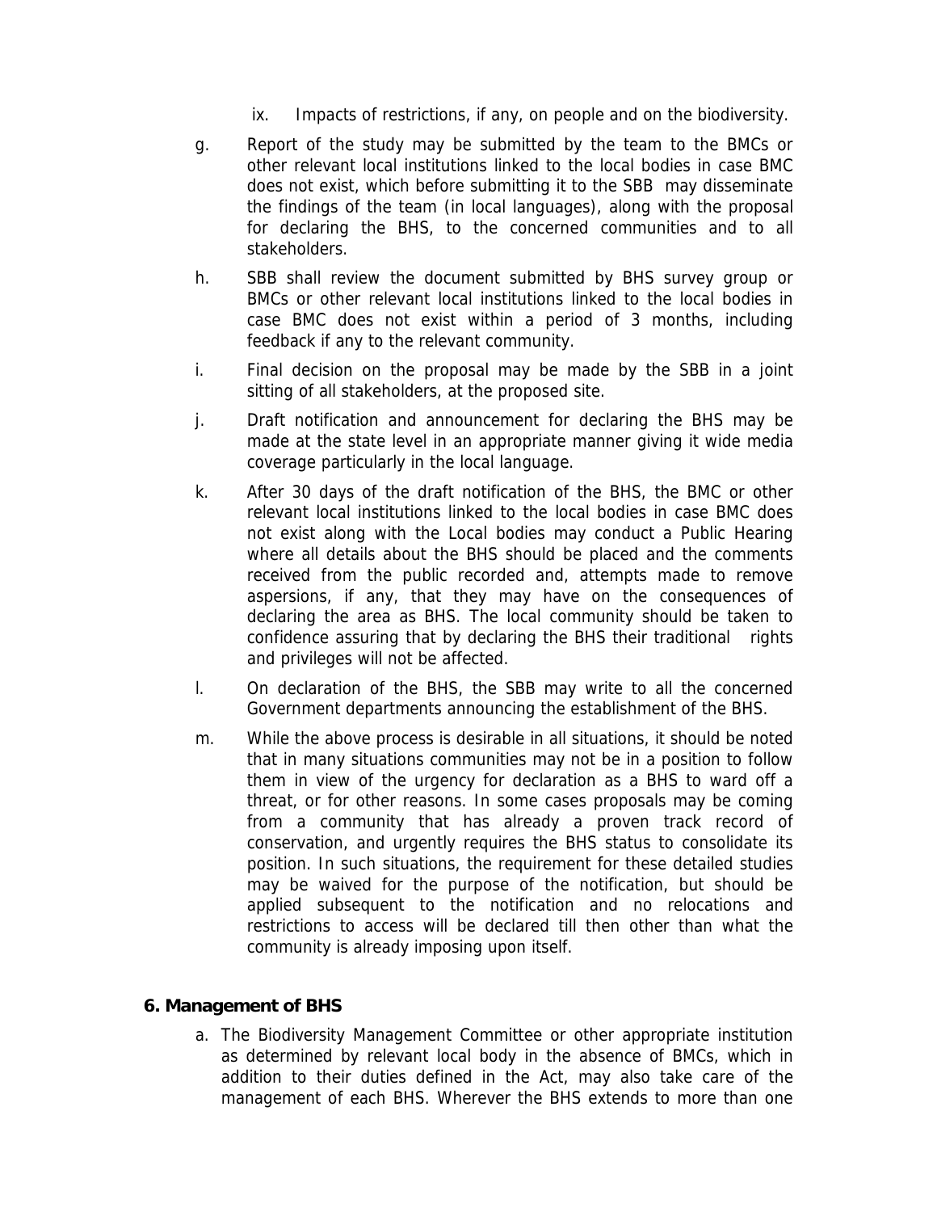ix. Impacts of restrictions, if any, on people and on the biodiversity.

g. Report of the study may be submitted by the team to the BMCs or other relevant local institutions linked to the local bodies in case BMC does not exist, which before submitting it to the SBB may disseminate the findings of the team (in local languages), along with the proposal for declaring the BHS, to the concerned communities and to all stakeholders.

h. SBB shall review the document submitted by BHS survey group or BMCs or other relevant local institutions linked to the local bodies in case BMC does not exist within a period of 3 months, including feedback if any to the relevant community.

i. Final decision on the proposal may be made by the SBB in a joint sitting of all stakeholders, at the proposed site.

j. Draft notification and announcement for declaring the BHS may be made at the state level in an appropriate manner giving it wide media coverage particularly in the local language.

k. After 30 days of the draft notification of the BHS, the BMC or other relevant local institutions linked to the local bodies in case BMC does not exist along with the Local bodies may conduct a Public Hearing where all details about the BHS should be placed and the comments received from the public recorded and, attempts made to remove aspersions, if any, that they may have on the consequences of declaring the area as BHS. The local community should be taken to confidence assuring that by declaring the BHS their traditional rights and privileges will not be affected.

l. On declaration of the BHS, the SBB may write to all the concerned Government departments announcing the establishment of the BHS.

m. While the above process is desirable in all situations, it should be noted that in many situations communities may not be in a position to follow them in view of the urgency for declaration as a BHS to ward off a threat, or for other reasons. In some cases proposals may be coming from a community that has already a proven track record of conservation, and urgently requires the BHS status to consolidate its position. In such situations, the requirement for these detailed studies may be waived for the purpose of the notification, but should be applied subsequent to the notification and no relocations and restrictions to access will be declared till then other than what the community is already imposing upon itself.

## 6. Management of BHS

a. The Biodiversity Management Committee or other appropriate institution as determined by relevant local body in the absence of BMCs, which in addition to their duties defined in the Act, may also take care of the management of each BHS. Wherever the BHS extends to more than one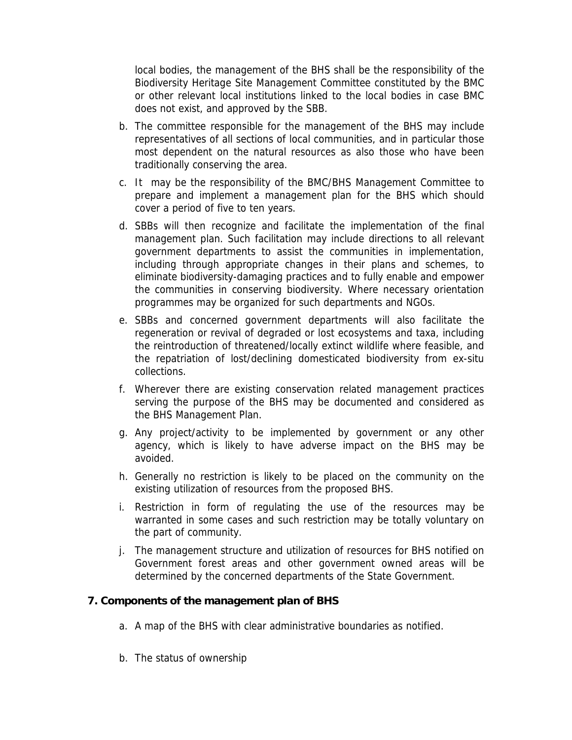local bodies, the management of the BHS shall be the responsibility of the Biodiversity Heritage Site Management Committee constituted by the BMC or other relevant local institutions linked to the local bodies in case BMC does not exist, and approved by the SBB.

b. The committee responsible for the management of the BHS may include representatives of all sections of local communities, and in particular those most dependent on the natural resources as also those who have been traditionally conserving the area.

c. It may be the responsibility of the BMC/BHS Management Committee to prepare and implement a management plan for the BHS which should cover a period of five to ten years.

d. SBBs will then recognize and facilitate the implementation of the final management plan. Such facilitation may include directions to all relevant government departments to assist the communities in implementation, including through appropriate changes in their plans and schemes, to eliminate biodiversity-damaging practices and to fully enable and empower the communities in conserving biodiversity. Where necessary orientation programmes may be organized for such departments and NGOs.

e. SBBs and concerned government departments will also facilitate the regeneration or revival of degraded or lost ecosystems and taxa, including the reintroduction of threatened/locally extinct wildlife where feasible, and the repatriation of lost/declining domesticated biodiversity from ex-situ collections.

f. Wherever there are existing conservation related management practices serving the purpose of the BHS may be documented and considered as the BHS Management Plan.

g. Any project/activity to be implemented by government or any other agency, which is likely to have adverse impact on the BHS may be avoided.

h. Generally no restriction is likely to be placed on the community on the existing utilization of resources from the proposed BHS.

i. Restriction in form of regulating the use of the resources may be warranted in some cases and such restriction may be totally voluntary on the part of community.

j. The management structure and utilization of resources for BHS notified on Government forest areas and other government owned areas will be determined by the concerned departments of the State Government.

**7. Components of the management plan of BHS**

a. A map of the BHS with clear administrative boundaries as notified.

b. The status of ownership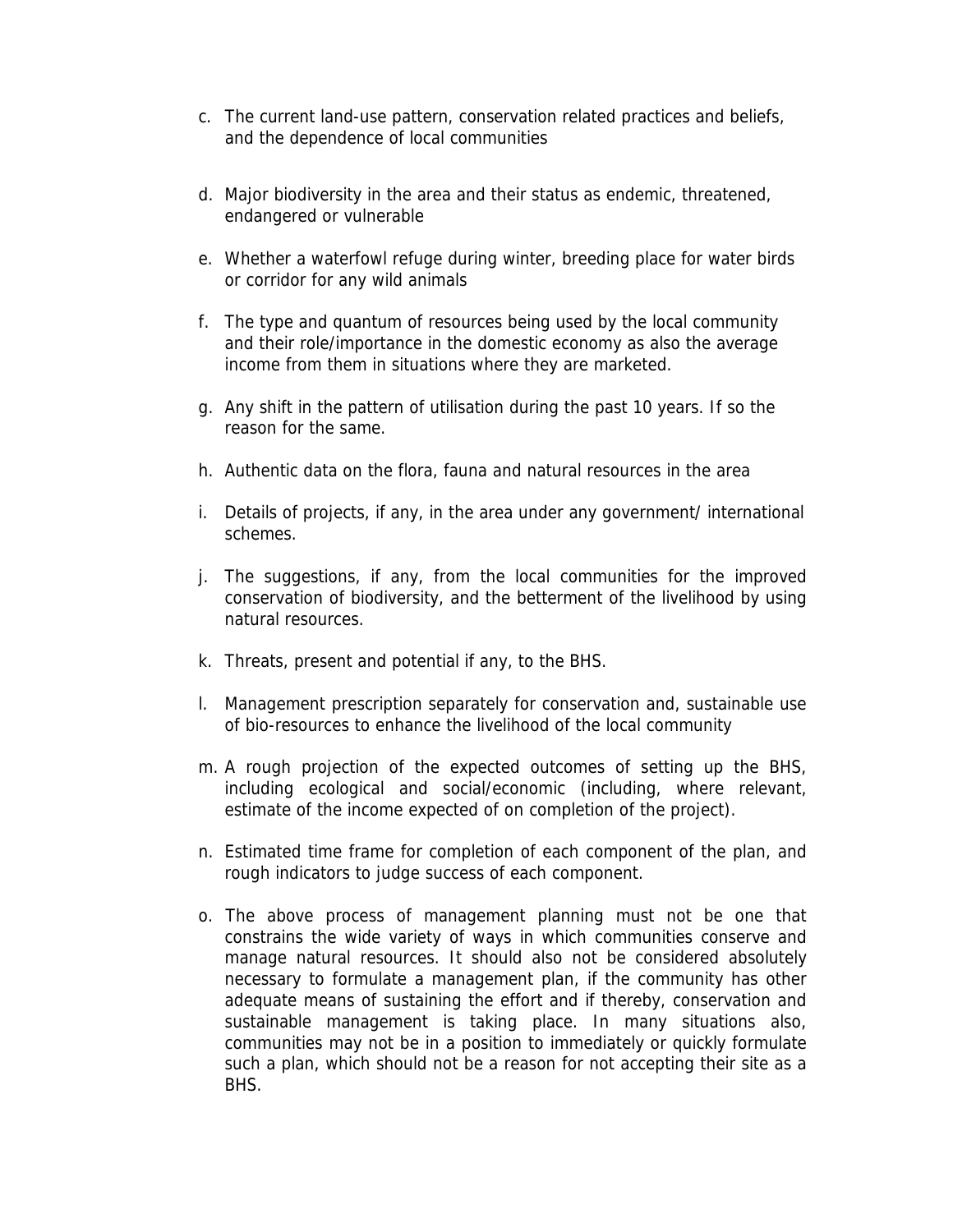c. The current land-use pattern, conservation related practices and beliefs, and the dependence of local communities

d. Major biodiversity in the area and their status as endemic, threatened, endangered or vulnerable

e. Whether a waterfowl refuge during winter, breeding place for water birds or corridor for any wild animals

f. The type and quantum of resources being used by the local community and their role/importance in the domestic economy as also the average income from them in situations where they are marketed.

g. Any shift in the pattern of utilisation during the past 10 years. If so the reason for the same.

h. Authentic data on the flora, fauna and natural resources in the area

i. Details of projects, if any, in the area under any government/ international schemes.

j. The suggestions, if any, from the local communities for the improved conservation of biodiversity, and the betterment of the livelihood by using natural resources.

k. Threats, present and potential if any, to the BHS.

l. Management prescription separately for conservation and, sustainable use of bio-resources to enhance the livelihood of the local community

m. A rough projection of the expected outcomes of setting up the BHS, including ecological and social/economic (including, where relevant, estimate of the income expected of on completion of the project).

n. Estimated time frame for completion of each component of the plan, and rough indicators to judge success of each component.

o. The above process of management planning must not be one that constrains the wide variety of ways in which communities conserve and manage natural resources. It should also not be considered absolutely necessary to formulate a management plan, if the community has other adequate means of sustaining the effort and if thereby, conservation and sustainable management is taking place. In many situations also, communities may not be in a position to immediately or quickly formulate such a plan, which should not be a reason for not accepting their site as a BHS.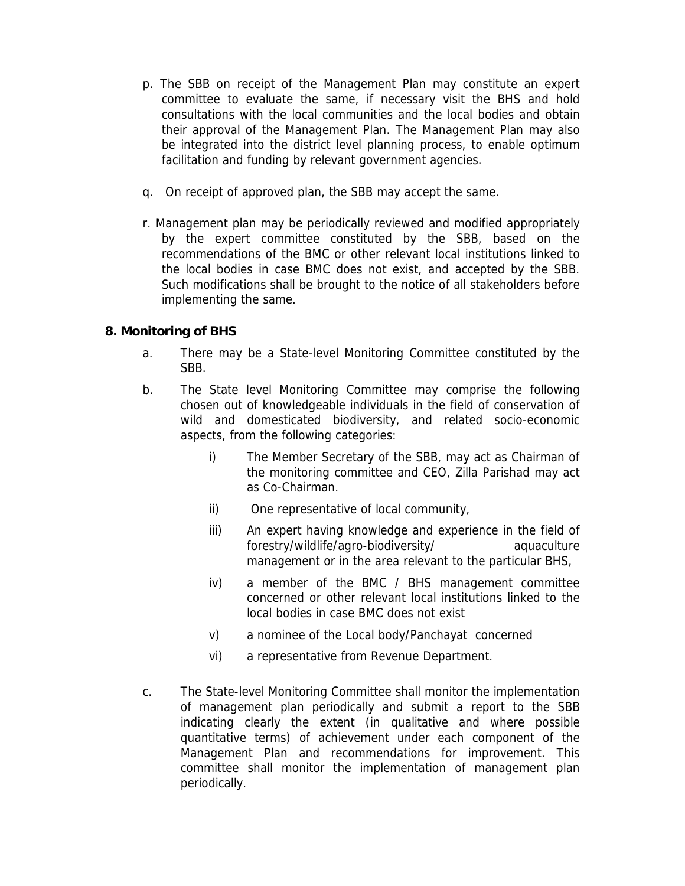p. The SBB on receipt of the Management Plan may constitute an expert committee to evaluate the same, if necessary visit the BHS and hold consultations with the local communities and the local bodies and obtain their approval of the Management Plan. The Management Plan may also be integrated into the district level planning process, to enable optimum facilitation and funding by relevant government agencies.

q. On receipt of approved plan, the SBB may accept the same.

r. Management plan may be periodically reviewed and modified appropriately by the expert committee constituted by the SBB, based on the recommendations of the BMC or other relevant local institutions linked to the local bodies in case BMC does not exist, and accepted by the SBB. Such modifications shall be brought to the notice of all stakeholders before implementing the same.

## 8. Monitoring of BHS

a. There may be a State-level Monitoring Committee constituted by the SBB.

b. The State level Monitoring Committee may comprise the following chosen out of knowledgeable individuals in the field of conservation of wild and domesticated biodiversity, and related socio-economic aspects, from the following categories:

   i) The Member Secretary of the SBB, may act as Chairman of the monitoring committee and CEO, Zilla Parishad may act as Co-Chairman.

   ii) One representative of local community,

   iii) An expert having knowledge and experience in the field of forestry/wildlife/agro-biodiversity/ aquaculture management or in the area relevant to the particular BHS,

   iv) a member of the BMC / BHS management committee concerned or other relevant local institutions linked to the local bodies in case BMC does not exist

   v) a nominee of the Local body/Panchayat concerned

   vi) a representative from Revenue Department.

c. The State-level Monitoring Committee shall monitor the implementation of management plan periodically and submit a report to the SBB indicating clearly the extent (in qualitative and where possible quantitative terms) of achievement under each component of the Management Plan and recommendations for improvement. This committee shall monitor the implementation of management plan periodically.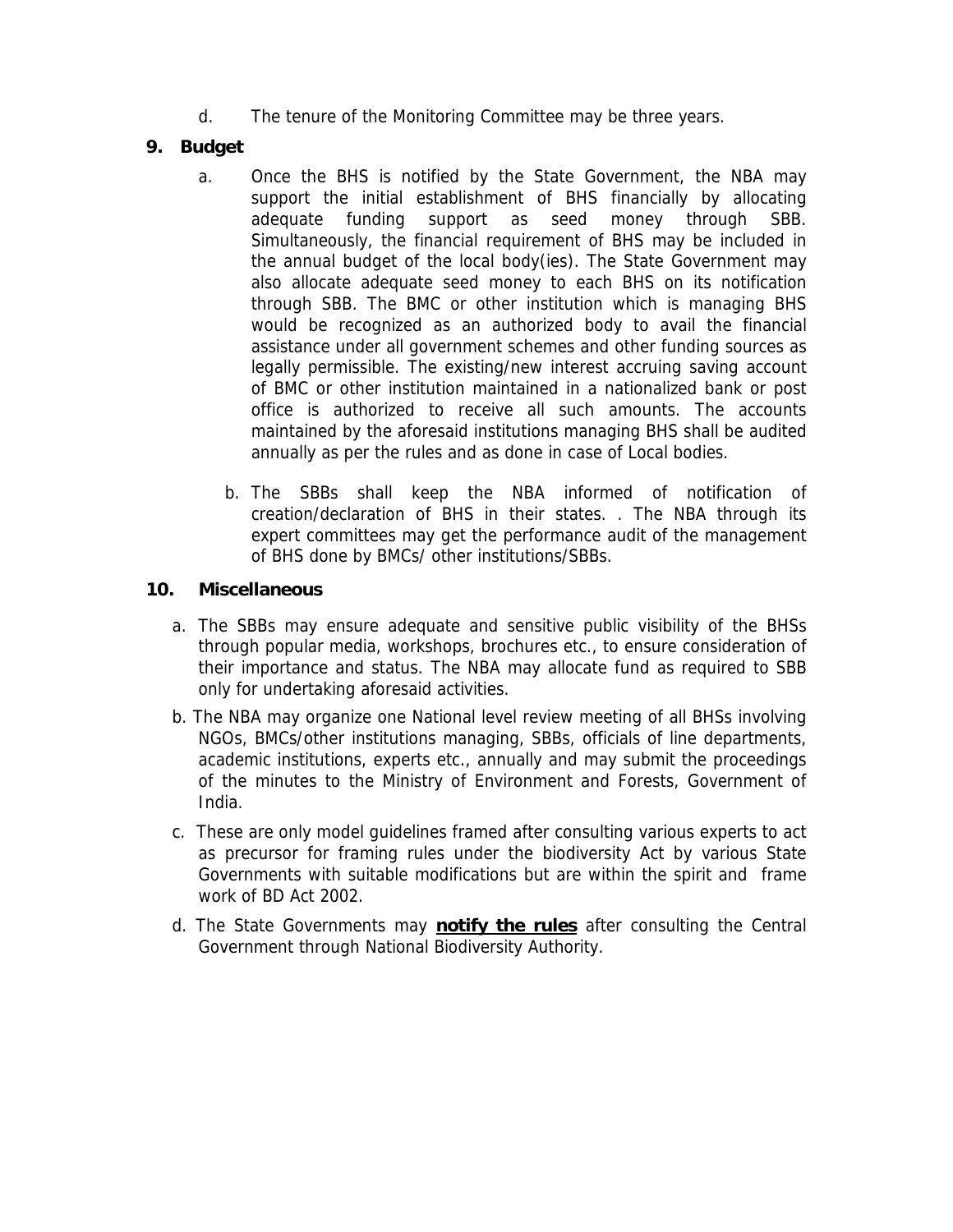d. The tenure of the Monitoring Committee may be three years.

## 9. Budget

a. Once the BHS is notified by the State Government, the NBA may support the initial establishment of BHS financially by allocating adequate funding support as seed money through SBB. Simultaneously, the financial requirement of BHS may be included in the annual budget of the local body(ies). The State Government may also allocate adequate seed money to each BHS on its notification through SBB. The BMC or other institution which is managing BHS would be recognized as an authorized body to avail the financial assistance under all government schemes and other funding sources as legally permissible. The existing/new interest accruing saving account of BMC or other institution maintained in a nationalized bank or post office is authorized to receive all such amounts. The accounts maintained by the aforesaid institutions managing BHS shall be audited annually as per the rules and as done in case of Local bodies.

b. The SBBs shall keep the NBA informed of notification of creation/declaration of BHS in their states. . The NBA through its expert committees may get the performance audit of the management of BHS done by BMCs/ other institutions/SBBs.

## 10. Miscellaneous

a. The SBBs may ensure adequate and sensitive public visibility of the BHSs through popular media, workshops, brochures etc., to ensure consideration of their importance and status. The NBA may allocate fund as required to SBB only for undertaking aforesaid activities.

b. The NBA may organize one National level review meeting of all BHSs involving NGOs, BMCs/other institutions managing, SBBs, officials of line departments, academic institutions, experts etc., annually and may submit the proceedings of the minutes to the Ministry of Environment and Forests, Government of India.

c. These are only model guidelines framed after consulting various experts to act as precursor for framing rules under the biodiversity Act by various State Governments with suitable modifications but are within the spirit and frame work of BD Act 2002.

d. The State Governments may **<u>notify the rules</u>** after consulting the Central Government through National Biodiversity Authority.